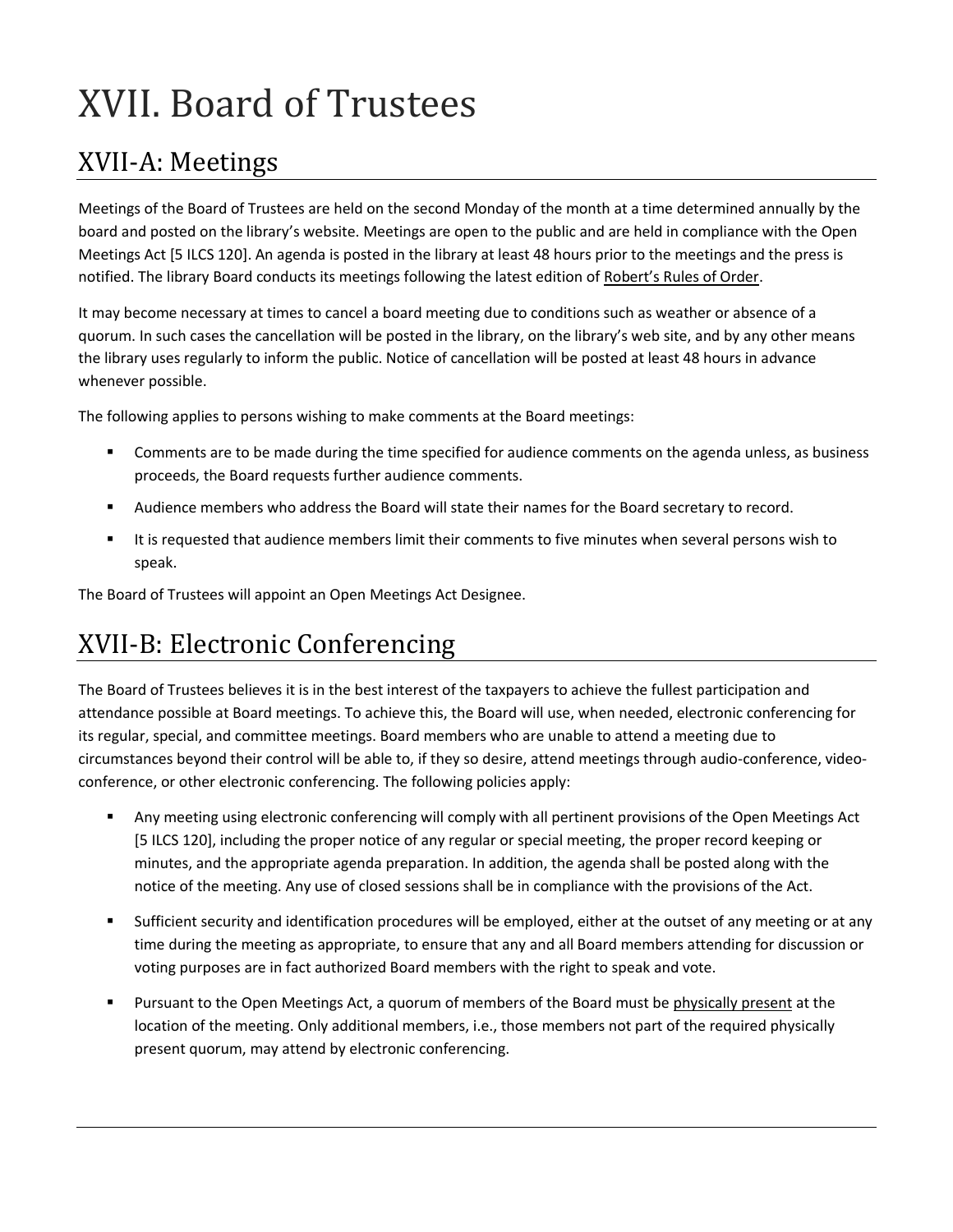# XVII. Board of Trustees

## XVII-A: Meetings

Meetings of the Board of Trustees are held on the second Monday of the month at a time determined annually by the board and posted on the library's website. Meetings are open to the public and are held in compliance with the Open Meetings Act [5 ILCS 120]. An agenda is posted in the library at least 48 hours prior to the meetings and the press is notified. The library Board conducts its meetings following the latest edition of Robert's Rules of Order.

It may become necessary at times to cancel a board meeting due to conditions such as weather or absence of a quorum. In such cases the cancellation will be posted in the library, on the library's web site, and by any other means the library uses regularly to inform the public. Notice of cancellation will be posted at least 48 hours in advance whenever possible.

The following applies to persons wishing to make comments at the Board meetings:

- Comments are to be made during the time specified for audience comments on the agenda unless, as business proceeds, the Board requests further audience comments.
- Audience members who address the Board will state their names for the Board secretary to record.
- It is requested that audience members limit their comments to five minutes when several persons wish to speak.

The Board of Trustees will appoint an Open Meetings Act Designee.

## XVII-B: Electronic Conferencing

The Board of Trustees believes it is in the best interest of the taxpayers to achieve the fullest participation and attendance possible at Board meetings. To achieve this, the Board will use, when needed, electronic conferencing for its regular, special, and committee meetings. Board members who are unable to attend a meeting due to circumstances beyond their control will be able to, if they so desire, attend meetings through audio-conference, video-conference, or other electronic conferencing. The following policies apply:

- Any meeting using electronic conferencing will comply with all pertinent provisions of the Open Meetings Act [5 ILCS 120], including the proper notice of any regular or special meeting, the proper record keeping or minutes, and the appropriate agenda preparation. In addition, the agenda shall be posted along with the notice of the meeting. Any use of closed sessions shall be in compliance with the provisions of the Act.
- Sufficient security and identification procedures will be employed, either at the outset of any meeting or at any time during the meeting as appropriate, to ensure that any and all Board members attending for discussion or voting purposes are in fact authorized Board members with the right to speak and vote.
- Pursuant to the Open Meetings Act, a quorum of members of the Board must be physically present at the location of the meeting. Only additional members, i.e., those members not part of the required physically present quorum, may attend by electronic conferencing.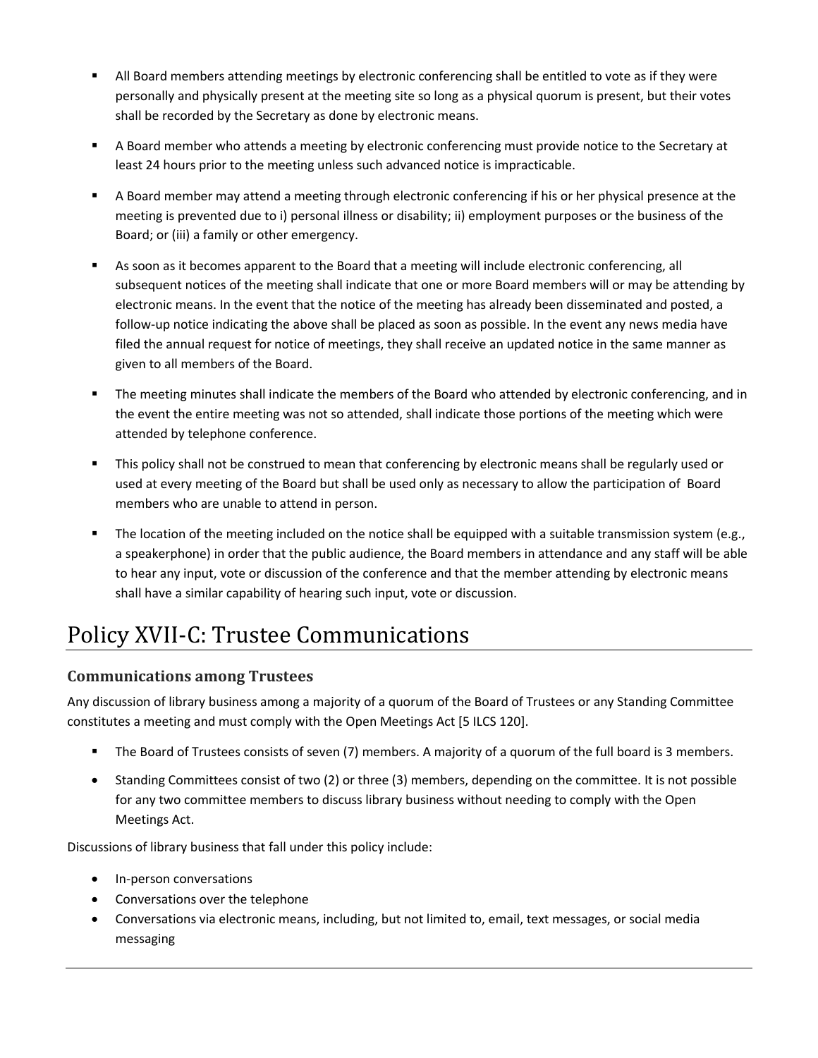- All Board members attending meetings by electronic conferencing shall be entitled to vote as if they were personally and physically present at the meeting site so long as a physical quorum is present, but their votes shall be recorded by the Secretary as done by electronic means.
- A Board member who attends a meeting by electronic conferencing must provide notice to the Secretary at least 24 hours prior to the meeting unless such advanced notice is impracticable.
- A Board member may attend a meeting through electronic conferencing if his or her physical presence at the meeting is prevented due to i) personal illness or disability; ii) employment purposes or the business of the Board; or (iii) a family or other emergency.
- As soon as it becomes apparent to the Board that a meeting will include electronic conferencing, all subsequent notices of the meeting shall indicate that one or more Board members will or may be attending by electronic means. In the event that the notice of the meeting has already been disseminated and posted, a follow-up notice indicating the above shall be placed as soon as possible. In the event any news media have filed the annual request for notice of meetings, they shall receive an updated notice in the same manner as given to all members of the Board.
- The meeting minutes shall indicate the members of the Board who attended by electronic conferencing, and in the event the entire meeting was not so attended, shall indicate those portions of the meeting which were attended by telephone conference.
- This policy shall not be construed to mean that conferencing by electronic means shall be regularly used or used at every meeting of the Board but shall be used only as necessary to allow the participation of Board members who are unable to attend in person.
- The location of the meeting included on the notice shall be equipped with a suitable transmission system (e.g., a speakerphone) in order that the public audience, the Board members in attendance and any staff will be able to hear any input, vote or discussion of the conference and that the member attending by electronic means shall have a similar capability of hearing such input, vote or discussion.

# Policy XVII-C: Trustee Communications

### Communications among Trustees

Any discussion of library business among a majority of a quorum of the Board of Trustees or any Standing Committee constitutes a meeting and must comply with the Open Meetings Act [5 ILCS 120].

- The Board of Trustees consists of seven (7) members. A majority of a quorum of the full board is 3 members.
- Standing Committees consist of two (2) or three (3) members, depending on the committee. It is not possible for any two committee members to discuss library business without needing to comply with the Open Meetings Act.

Discussions of library business that fall under this policy include:

- In-person conversations
- Conversations over the telephone
- Conversations via electronic means, including, but not limited to, email, text messages, or social media messaging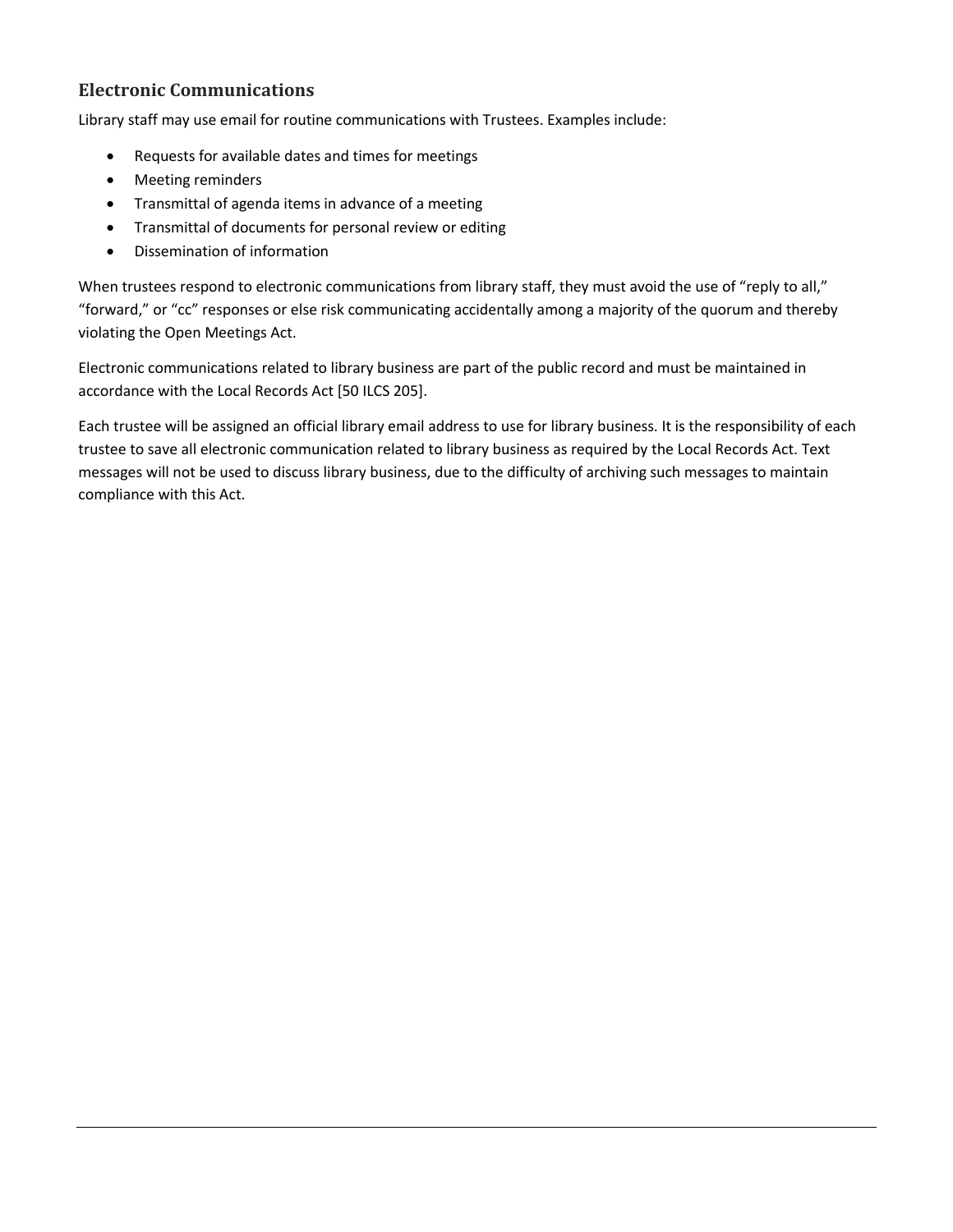## Electronic Communications

Library staff may use email for routine communications with Trustees. Examples include:

- Requests for available dates and times for meetings
- Meeting reminders
- Transmittal of agenda items in advance of a meeting
- Transmittal of documents for personal review or editing
- Dissemination of information

When trustees respond to electronic communications from library staff, they must avoid the use of "reply to all," "forward," or "cc" responses or else risk communicating accidentally among a majority of the quorum and thereby violating the Open Meetings Act.

Electronic communications related to library business are part of the public record and must be maintained in accordance with the Local Records Act [50 ILCS 205].

Each trustee will be assigned an official library email address to use for library business. It is the responsibility of each trustee to save all electronic communication related to library business as required by the Local Records Act. Text messages will not be used to discuss library business, due to the difficulty of archiving such messages to maintain compliance with this Act.